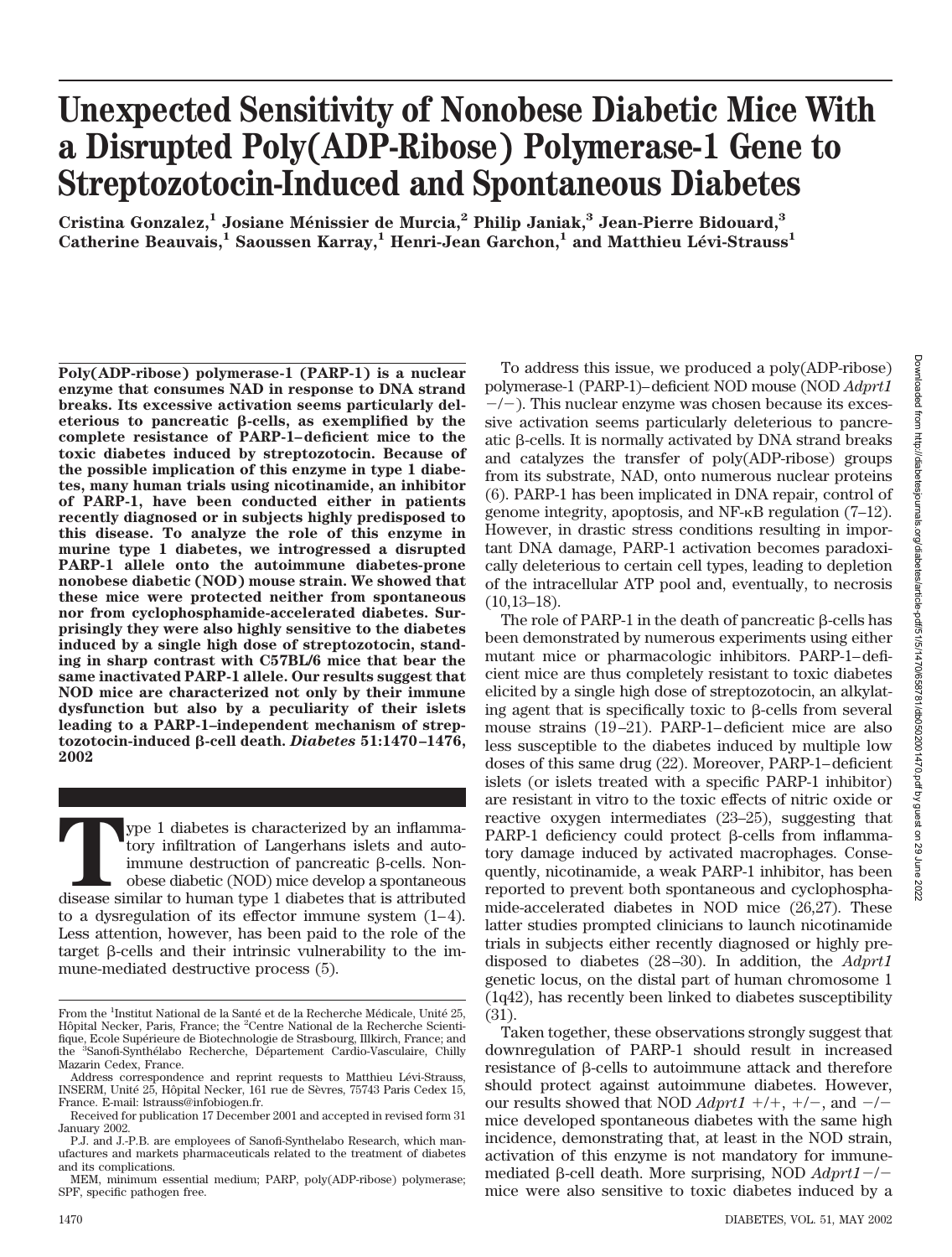# Unexpected Sensitivity of Nonobese Diabetic Mice With a Disrupted Poly(ADP-Ribose) Polymerase-1 Gene to Streptozotocin-Induced and Spontaneous Diabetes

**Cristina Gonzalez,[1] Josiane Ménissier de Murcia,[2] Philip Janiak,[3] Jean-Pierre Bidouard,[3] Catherine Beauvais,[1] Saoussen Karray,[1] Henri-Jean Garchon,[1] and Matthieu Lévi-Strauss[1]**

**Poly(ADP-ribose) polymerase-1 (PARP-1) is a nuclear enzyme that consumes NAD in response to DNA strand breaks. Its excessive activation seems particularly deleterious to pancreatic β-cells, as exemplified by the complete resistance of PARP-1–deficient mice to the toxic diabetes induced by streptozotocin. Because of the possible implication of this enzyme in type 1 diabetes, many human trials using nicotinamide, an inhibitor of PARP-1, have been conducted either in patients recently diagnosed or in subjects highly predisposed to this disease. To analyze the role of this enzyme in murine type 1 diabetes, we introgressed a disrupted PARP-1 allele onto the autoimmune diabetes-prone nonobese diabetic (NOD) mouse strain. We showed that these mice were protected neither from spontaneous nor from cyclophosphamide-accelerated diabetes. Surprisingly they were also highly sensitive to the diabetes induced by a single high dose of streptozotocin, standing in sharp contrast with C57BL/6 mice that bear the same inactivated PARP-1 allele. Our results suggest that NOD mice are characterized not only by their immune dysfunction but also by a peculiarity of their islets leading to a PARP-1–independent mechanism of streptozotocin-induced β-cell death. *Diabetes* 51:1470–1476, 2002**

Type 1 diabetes is characterized by an inflammatory infiltration of Langerhans islets and autoimmune destruction of pancreatic β-cells. Nonobese diabetic (NOD) mice develop a spontaneous disease similar to human type 1 diabetes that is attributed to a dysregulation of its effector immune system (1–4). Less attention, however, has been paid to the role of the target β-cells and their intrinsic vulnerability to the immune-mediated destructive process (5).

To address this issue, we produced a poly(ADP-ribose) polymerase-1 (PARP-1)–deficient NOD mouse (NOD *Adprt1* −/−). This nuclear enzyme was chosen because its excessive activation seems particularly deleterious to pancreatic β-cells. It is normally activated by DNA strand breaks and catalyzes the transfer of poly(ADP-ribose) groups from its substrate, NAD, onto numerous nuclear proteins (6). PARP-1 has been implicated in DNA repair, control of genome integrity, apoptosis, and NF-κB regulation (7–12). However, in drastic stress conditions resulting in important DNA damage, PARP-1 activation becomes paradoxically deleterious to certain cell types, leading to depletion of the intracellular ATP pool and, eventually, to necrosis (10,13–18).

The role of PARP-1 in the death of pancreatic β-cells has been demonstrated by numerous experiments using either mutant mice or pharmacologic inhibitors. PARP-1–deficient mice are thus completely resistant to toxic diabetes elicited by a single high dose of streptozotocin, an alkylating agent that is specifically toxic to β-cells from several mouse strains (19–21). PARP-1–deficient mice are also less susceptible to the diabetes induced by multiple low doses of this same drug (22). Moreover, PARP-1–deficient islets (or islets treated with a specific PARP-1 inhibitor) are resistant in vitro to the toxic effects of nitric oxide or reactive oxygen intermediates (23–25), suggesting that PARP-1 deficiency could protect β-cells from inflammatory damage induced by activated macrophages. Consequently, nicotinamide, a weak PARP-1 inhibitor, has been reported to prevent both spontaneous and cyclophosphamide-accelerated diabetes in NOD mice (26,27). These latter studies prompted clinicians to launch nicotinamide trials in subjects either recently diagnosed or highly predisposed to diabetes (28–30). In addition, the *Adprt1* genetic locus, on the distal part of human chromosome 1 (1q42), has recently been linked to diabetes susceptibility (31).

Taken together, these observations strongly suggest that downregulation of PARP-1 should result in increased resistance of β-cells to autoimmune attack and therefore should protect against autoimmune diabetes. However, our results showed that NOD *Adprt1* +/+, +/−, and −/− mice developed spontaneous diabetes with the same high incidence, demonstrating that, at least in the NOD strain, activation of this enzyme is not mandatory for immune-mediated β-cell death. More surprising, NOD *Adprt1*−/− mice were also sensitive to toxic diabetes induced by a

From the [1]Institut National de la Santé et de la Recherche Médicale, Unité 25, Hôpital Necker, Paris, France; the [2]Centre National de la Recherche Scientifique, Ecole Supérieure de Biotechnologie de Strasbourg, Illkirch, France; and the [3]Sanofi-Synthélabo Recherche, Département Cardio-Vasculaire, Chilly Mazarin Cedex, France.

Address correspondence and reprint requests to Matthieu Lévi-Strauss, INSERM, Unité 25, Hôpital Necker, 161 rue de Sèvres, 75743 Paris Cedex 15, France. E-mail: lstrauss@infobiogen.fr.

Received for publication 17 December 2001 and accepted in revised form 31 January 2002.

P.J. and J.-P.B. are employees of Sanofi-Synthelabo Research, which manufactures and markets pharmaceuticals related to the treatment of diabetes and its complications.

MEM, minimum essential medium; PARP, poly(ADP-ribose) polymerase; SPF, specific pathogen free.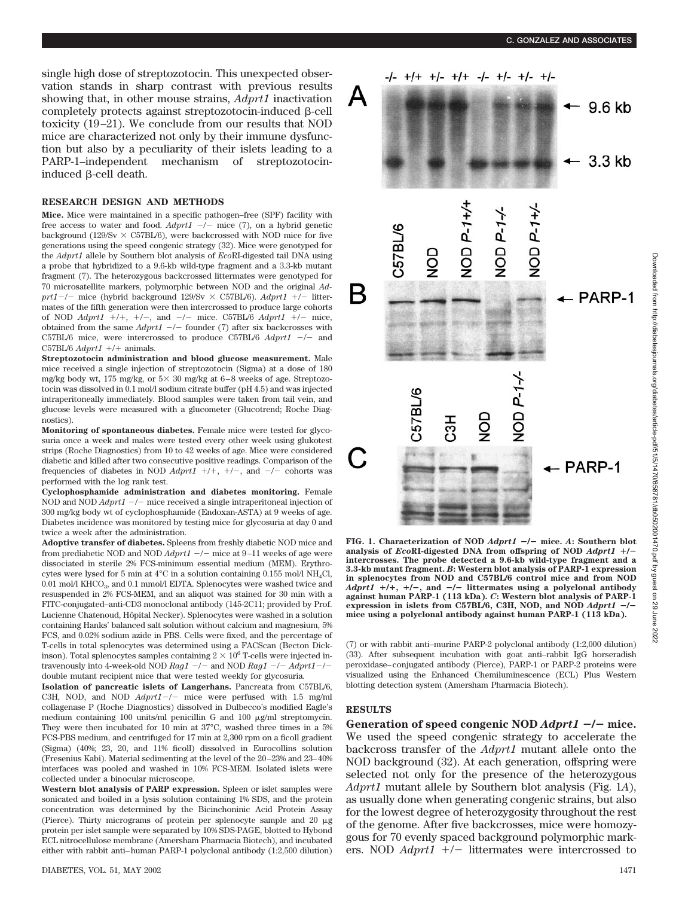single high dose of streptozotocin. This unexpected observation stands in sharp contrast with previous results showing that, in other mouse strains, *Adprt1* inactivation completely protects against streptozotocin-induced β-cell toxicity (19–21). We conclude from our results that NOD mice are characterized not only by their immune dysfunction but also by a peculiarity of their islets leading to a PARP-1–independent mechanism of streptozotocin-induced β-cell death.

## RESEARCH DESIGN AND METHODS

**Mice.** Mice were maintained in a specific pathogen–free (SPF) facility with free access to water and food. *Adprt1* −/− mice (7), on a hybrid genetic background (129/Sv × C57BL/6), were backcrossed with NOD mice for five generations using the speed congenic strategy (32). Mice were genotyped for the *Adprt1* allele by Southern blot analysis of *Eco*RI-digested tail DNA using a probe that hybridized to a 9.6-kb wild-type fragment and a 3.3-kb mutant fragment (7). The heterozygous backcrossed littermates were genotyped for 70 microsatellite markers, polymorphic between NOD and the original *Adprt1*−/− mice (hybrid background 129/Sv × C57BL/6). *Adprt1* +/− littermates of the fifth generation were then intercrossed to produce large cohorts of NOD *Adprt1* +/+, +/−, and −/− mice. C57BL/6 *Adprt1* +/− mice, obtained from the same *Adprt1* −/− founder (7) after six backcrosses with C57BL/6 mice, were intercrossed to produce C57BL/6 *Adprt1* −/− and C57BL/6 *Adprt1* +/+ animals.

**Streptozotocin administration and blood glucose measurement.** Male mice received a single injection of streptozotocin (Sigma) at a dose of 180 mg/kg body wt, 175 mg/kg, or 5× 30 mg/kg at 6–8 weeks of age. Streptozotocin was dissolved in 0.1 mol/l sodium citrate buffer (pH 4.5) and was injected intraperitoneally immediately. Blood samples were taken from tail vein, and glucose levels were measured with a glucometer (Glucotrend; Roche Diagnostics).

**Monitoring of spontaneous diabetes.** Female mice were tested for glycosuria once a week and males were tested every other week using glukotest strips (Roche Diagnostics) from 10 to 42 weeks of age. Mice were considered diabetic and killed after two consecutive positive readings. Comparison of the frequencies of diabetes in NOD *Adprt1* +/+, +/−, and −/− cohorts was performed with the log rank test.

**Cyclophosphamide administration and diabetes monitoring.** Female NOD and NOD *Adprt1* −/− mice received a single intraperitoneal injection of 300 mg/kg body wt of cyclophosphamide (Endoxan-ASTA) at 9 weeks of age. Diabetes incidence was monitored by testing mice for glycosuria at day 0 and twice a week after the administration.

**Adoptive transfer of diabetes.** Spleens from freshly diabetic NOD mice and from prediabetic NOD and NOD *Adprt1* −/− mice at 9–11 weeks of age were dissociated in sterile 2% FCS-minimum essential medium (MEM). Erythrocytes were lysed for 5 min at 4°C in a solution containing 0.155 mol/l $NH_4Cl$, 0.01 mol/l $KHCO_3$, and 0.1 mmol/l EDTA. Splenocytes were washed twice and resuspended in 2% FCS-MEM, and an aliquot was stained for 30 min with a FITC-conjugated–anti-CD3 monoclonal antibody (145-2C11; provided by Prof. Lucienne Chatenoud, Hôpital Necker). Splenocytes were washed in a solution containing Hanks' balanced salt solution without calcium and magnesium, 5% FCS, and 0.02% sodium azide in PBS. Cells were fixed, and the percentage of T-cells in total splenocytes was determined using a FACScan (Becton Dickinson). Total splenocytes samples containing $2 \times 10^6$ T-cells were injected intravenously into 4-week-old NOD *Rag1* −/− and NOD *Rag1* −/− *Adprt1*−/− double mutant recipient mice that were tested weekly for glycosuria.

**Isolation of pancreatic islets of Langerhans.** Pancreata from C57BL/6, C3H, NOD, and NOD *Adprt1*−/− mice were perfused with 1.5 mg/ml collagenase P (Roche Diagnostics) dissolved in Dulbecco's modified Eagle's medium containing 100 units/ml penicillin G and 100 μg/ml streptomycin. They were then incubated for 10 min at 37°C, washed three times in a 5% FCS-PBS medium, and centrifuged for 17 min at 2,300 rpm on a ficoll gradient (Sigma) (40%; 23, 20, and 11% ficoll) dissolved in Eurocollins solution (Fresenius Kabi). Material sedimenting at the level of the 20–23% and 23–40% interfaces was pooled and washed in 10% FCS-MEM. Isolated islets were collected under a binocular microscope.

**Western blot analysis of PARP expression.** Spleen or islet samples were sonicated and boiled in a lysis solution containing 1% SDS, and the protein concentration was determined by the Bicinchoninic Acid Protein Assay (Pierce). Thirty micrograms of protein per splenocyte sample and 20 μg protein per islet sample were separated by 10% SDS-PAGE, blotted to Hybond ECL nitrocellulose membrane (Amersham Pharmacia Biotech), and incubated either with rabbit anti–human PARP-1 polyclonal antibody (1:2,500 dilution) (7) or with rabbit anti–murine PARP-2 polyclonal antibody (1:2,000 dilution) (33). After subsequent incubation with goat anti–rabbit IgG horseradish peroxidase–conjugated antibody (Pierce), PARP-1 or PARP-2 proteins were visualized using the Enhanced Chemiluminescence (ECL) Plus Western blotting detection system (Amersham Pharmacia Biotech).

FIG. 1. Characterization of NOD *Adprt1* −/− mice. *A*: Southern blot analysis of *Eco*RI-digested DNA from offspring of NOD *Adprt1* +/− intercrosses. The probe detected a 9.6-kb wild-type fragment and a 3.3-kb mutant fragment. *B*: Western blot analysis of PARP-1 expression in splenocytes from NOD and C57BL/6 control mice and from NOD *Adprt1* +/+, +/−, and −/− littermates using a polyclonal antibody against human PARP-1 (113 kDa). *C*: Western blot analysis of PARP-1 expression in islets from C57BL/6, C3H, NOD, and NOD *Adprt1* −/− mice using a polyclonal antibody against human PARP-1 (113 kDa).

## RESULTS

**Generation of speed congenic NOD *Adprt1* −/− mice.** We used the speed congenic strategy to accelerate the backcross transfer of the *Adprt1* mutant allele onto the NOD background (32). At each generation, offspring were selected not only for the presence of the heterozygous *Adprt1* mutant allele by Southern blot analysis (Fig. 1*A*), as usually done when generating congenic strains, but also for the lowest degree of heterozygosity throughout the rest of the genome. After five backcrosses, mice were homozygous for 70 evenly spaced background polymorphic markers. NOD *Adprt1* +/− littermates were intercrossed to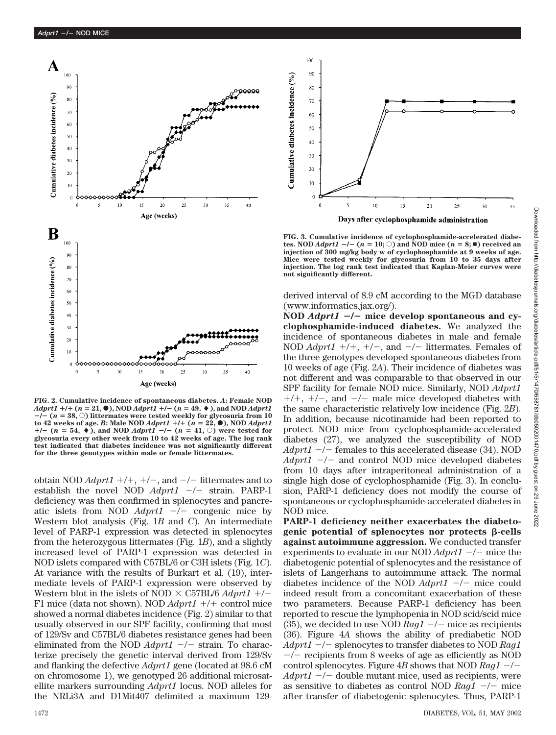FIG. 2. Cumulative incidence of spontaneous diabetes. *A*: Female NOD *Adprt1* +/+ (*n* = 21, ●), NOD *Adprt1* +/− (*n* = 49, ♦), and NOD *Adprt1* −/− (*n* = 38, ○) littermates were tested weekly for glycosuria from 10 to 42 weeks of age. *B*: Male NOD *Adprt1* +/+ (*n* = 22, ●), NOD *Adprt1* +/− (*n* = 54, ♦), and NOD *Adprt1* −/− (*n* = 41, ○) were tested for glycosuria every other week from 10 to 42 weeks of age. The log rank test indicated that diabetes incidence was not significantly different for the three genotypes within male or female littermates.

obtain NOD *Adprt1* +/+, +/−, and −/− littermates and to establish the novel NOD *Adprt1* −/− strain. PARP-1 deficiency was then confirmed in splenocytes and pancreatic islets from NOD *Adprt1* −/− congenic mice by Western blot analysis (Fig. 1*B* and *C*). An intermediate level of PARP-1 expression was detected in splenocytes from the heterozygous littermates (Fig. 1*B*), and a slightly increased level of PARP-1 expression was detected in NOD islets compared with C57BL/6 or C3H islets (Fig. 1*C*). At variance with the results of Burkart et al. (19), intermediate levels of PARP-1 expression were observed by Western blot in the islets of NOD × C57BL/6 *Adprt1* +/− F1 mice (data not shown). NOD *Adprt1* +/+ control mice showed a normal diabetes incidence (Fig. 2) similar to that usually observed in our SPF facility, confirming that most of 129/Sv and C57BL/6 diabetes resistance genes had been eliminated from the NOD *Adprt1* −/− strain. To characterize precisely the genetic interval derived from 129/Sv and flanking the defective *Adprt1* gene (located at 98.6 cM on chromosome 1), we genotyped 26 additional microsatellite markers surrounding *Adprt1* locus. NOD alleles for the NRLi3A and D1Mit407 delimited a maximum 129-derived interval of 8.9 cM according to the MGD database (www.informatics.jax.org/).

FIG. 3. Cumulative incidence of cyclophosphamide-accelerated diabetes. NOD *Adprt1* −/− (*n* = 10; ○) and NOD mice (*n* = 8; ■) received an injection of 300 mg/kg body w of cyclophosphamide at 9 weeks of age. Mice were tested weekly for glycosuria from 10 to 35 days after injection. The log rank test indicated that Kaplan-Meier curves were not significantly different.

**NOD *Adprt1* −/− mice develop spontaneous and cyclophosphamide-induced diabetes.** We analyzed the incidence of spontaneous diabetes in male and female NOD *Adprt1* +/+, +/−, and −/− littermates. Females of the three genotypes developed spontaneous diabetes from 10 weeks of age (Fig. 2*A*). Their incidence of diabetes was not different and was comparable to that observed in our SPF facility for female NOD mice. Similarly, NOD *Adprt1* +/+, +/−, and −/− male mice developed diabetes with the same characteristic relatively low incidence (Fig. 2*B*). In addition, because nicotinamide had been reported to protect NOD mice from cyclophosphamide-accelerated diabetes (27), we analyzed the susceptibility of NOD *Adprt1* −/− females to this accelerated disease (34). NOD *Adprt1* −/− and control NOD mice developed diabetes from 10 days after intraperitoneal administration of a single high dose of cyclophosphamide (Fig. 3). In conclusion, PARP-1 deficiency does not modify the course of spontaneous or cyclophosphamide-accelerated diabetes in NOD mice.

**PARP-1 deficiency neither exacerbates the diabetogenic potential of splenocytes nor protects β-cells against autoimmune aggression.** We conducted transfer experiments to evaluate in our NOD *Adprt1* −/− mice the diabetogenic potential of splenocytes and the resistance of islets of Langerhans to autoimmune attack. The normal diabetes incidence of the NOD *Adprt1* −/− mice could indeed result from a concomitant exacerbation of these two parameters. Because PARP-1 deficiency has been reported to rescue the lymphopenia in NOD scid/scid mice (35), we decided to use NOD *Rag1* −/− mice as recipients (36). Figure 4*A* shows the ability of prediabetic NOD *Adprt1* −/− splenocytes to transfer diabetes to NOD *Rag1* −/− recipients from 8 weeks of age as efficiently as NOD control splenocytes. Figure 4*B* shows that NOD *Rag1* −/− *Adprt1* −/− double mutant mice, used as recipients, were as sensitive to diabetes as control NOD *Rag1* −/− mice after transfer of diabetogenic splenocytes. Thus, PARP-1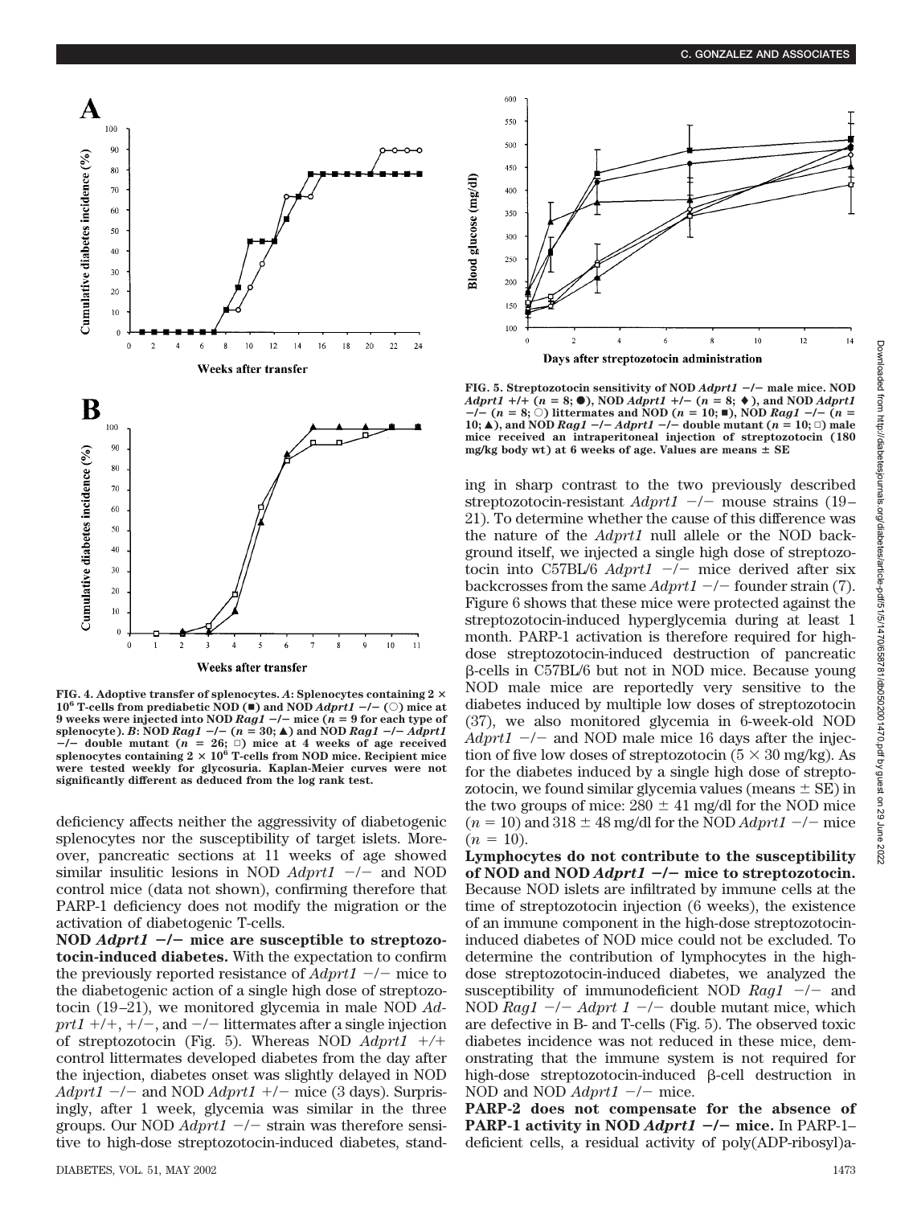**FIG. 4. Adoptive transfer of splenocytes.** *A*: Splenocytes containing $2 \times 10^6$ T-cells from prediabetic NOD (■) and NOD *Adprt1* −/− (○) mice at 9 weeks were injected into NOD *Rag1* −/− mice (*n* = 9 for each type of splenocyte). *B*: NOD *Rag1* −/− (*n* = 30; ▲) and NOD *Rag1* −/− *Adprt1* −/− double mutant (*n* = 26; □) mice at 4 weeks of age received splenocytes containing $2 \times 10^6$ T-cells from NOD mice. Recipient mice were tested weekly for glycosuria. Kaplan-Meier curves were not significantly different as deduced from the log rank test.

deficiency affects neither the aggressivity of diabetogenic splenocytes nor the susceptibility of target islets. Moreover, pancreatic sections at 11 weeks of age showed similar insulitic lesions in NOD *Adprt1* −/− and NOD control mice (data not shown), confirming therefore that PARP-1 deficiency does not modify the migration or the activation of diabetogenic T-cells.

**NOD *Adprt1* −/− mice are susceptible to streptozotocin-induced diabetes.** With the expectation to confirm the previously reported resistance of *Adprt1* −/− mice to the diabetogenic action of a single high dose of streptozotocin (19–21), we monitored glycemia in male NOD *Adprt1* +/+, +/−, and −/− littermates after a single injection of streptozotocin (Fig. 5). Whereas NOD *Adprt1* +/+ control littermates developed diabetes from the day after the injection, diabetes onset was slightly delayed in NOD *Adprt1* −/− and NOD *Adprt1* +/− mice (3 days). Surprisingly, after 1 week, glycemia was similar in the three groups. Our NOD *Adprt1* −/− strain was therefore sensitive to high-dose streptozotocin-induced diabetes, standing in sharp contrast to the two previously described streptozotocin-resistant *Adprt1* −/− mouse strains (19–21). To determine whether the cause of this difference was the nature of the *Adprt1* null allele or the NOD background itself, we injected a single high dose of streptozotocin into C57BL/6 *Adprt1* −/− mice derived after six backcrosses from the same *Adprt1* −/− founder strain (7). Figure 6 shows that these mice were protected against the streptozotocin-induced hyperglycemia during at least 1 month. PARP-1 activation is therefore required for high-dose streptozotocin-induced destruction of pancreatic β-cells in C57BL/6 but not in NOD mice. Because young NOD male mice are reportedly very sensitive to the diabetes induced by multiple low doses of streptozotocin (37), we also monitored glycemia in 6-week-old NOD *Adprt1* −/− and NOD male mice 16 days after the injection of five low doses of streptozotocin ($5 \times 30$ mg/kg). As for the diabetes induced by a single high dose of streptozotocin, we found similar glycemia values (means ± SE) in the two groups of mice: 280 ± 41 mg/dl for the NOD mice (*n* = 10) and 318 ± 48 mg/dl for the NOD *Adprt1* −/− mice (*n* = 10).

**FIG. 5. Streptozotocin sensitivity of NOD *Adprt1* −/− male mice.** NOD *Adprt1* +/+ (*n* = 8; ●), NOD *Adprt1* +/− (*n* = 8; ♦), and NOD *Adprt1* −/− (*n* = 8; ○) littermates and NOD (*n* = 10; ■), NOD *Rag1* −/− (*n* = 10; ▲), and NOD *Rag1* −/− *Adprt1* −/− double mutant (*n* = 10; □) male mice received an intraperitoneal injection of streptozotocin (180 mg/kg body wt) at 6 weeks of age. Values are means ± SE

**Lymphocytes do not contribute to the susceptibility of NOD and NOD *Adprt1* −/− mice to streptozotocin.** Because NOD islets are infiltrated by immune cells at the time of streptozotocin injection (6 weeks), the existence of an immune component in the high-dose streptozotocin-induced diabetes of NOD mice could not be excluded. To determine the contribution of lymphocytes in the high-dose streptozotocin-induced diabetes, we analyzed the susceptibility of immunodeficient NOD *Rag1* −/− and NOD *Rag1* −/− *Adprt 1* −/− double mutant mice, which are defective in B- and T-cells (Fig. 5). The observed toxic diabetes incidence was not reduced in these mice, demonstrating that the immune system is not required for high-dose streptozotocin-induced β-cell destruction in NOD and NOD *Adprt1* −/− mice.

**PARP-2 does not compensate for the absence of PARP-1 activity in NOD *Adprt1* −/− mice.** In PARP-1–deficient cells, a residual activity of poly(ADP-ribosyl)a-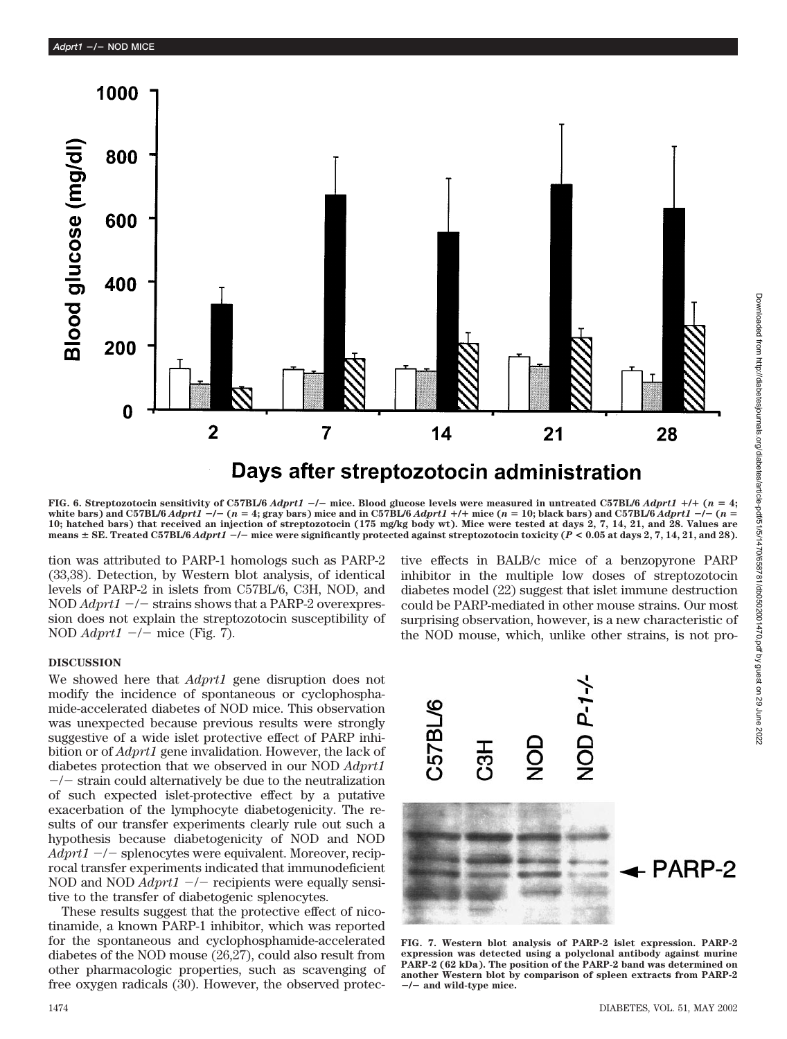FIG. 6. Streptozotocin sensitivity of C57BL/6 *Adprt1* −/− mice. Blood glucose levels were measured in untreated C57BL/6 *Adprt1* +/+ (n = 4; white bars) and C57BL/6 *Adprt1* −/− (n = 4; gray bars) mice and in C57BL/6 *Adprt1* +/+ mice (n = 10; black bars) and C57BL/6 *Adprt1* −/− (n = 10; hatched bars) that received an injection of streptozotocin (175 mg/kg body wt). Mice were tested at days 2, 7, 14, 21, and 28. Values are means ± SE. Treated C57BL/6 *Adprt1* −/− mice were significantly protected against streptozotocin toxicity ($P < 0.05$ at days 2, 7, 14, 21, and 28).

tion was attributed to PARP-1 homologs such as PARP-2 (33,38). Detection, by Western blot analysis, of identical levels of PARP-2 in islets from C57BL/6, C3H, NOD, and NOD *Adprt1* −/− strains shows that a PARP-2 overexpression does not explain the streptozotocin susceptibility of NOD *Adprt1* −/− mice (Fig. 7).

## DISCUSSION

We showed here that *Adprt1* gene disruption does not modify the incidence of spontaneous or cyclophosphamide-accelerated diabetes of NOD mice. This observation was unexpected because previous results were strongly suggestive of a wide islet protective effect of PARP inhibition or of *Adprt1* gene invalidation. However, the lack of diabetes protection that we observed in our NOD *Adprt1* −/− strain could alternatively be due to the neutralization of such expected islet-protective effect by a putative exacerbation of the lymphocyte diabetogenicity. The results of our transfer experiments clearly rule out such a hypothesis because diabetogenicity of NOD and NOD *Adprt1* −/− splenocytes were equivalent. Moreover, reciprocal transfer experiments indicated that immunodeficient NOD and NOD *Adprt1* −/− recipients were equally sensitive to the transfer of diabetogenic splenocytes.

These results suggest that the protective effect of nicotinamide, a known PARP-1 inhibitor, which was reported for the spontaneous and cyclophosphamide-accelerated diabetes of the NOD mouse (26,27), could also result from other pharmacologic properties, such as scavenging of free oxygen radicals (30). However, the observed protective effects in BALB/c mice of a benzopyrone PARP inhibitor in the multiple low doses of streptozotocin diabetes model (22) suggest that islet immune destruction could be PARP-mediated in other mouse strains. Our most surprising observation, however, is a new characteristic of the NOD mouse, which, unlike other strains, is not pro-

FIG. 7. Western blot analysis of PARP-2 islet expression. PARP-2 expression was detected using a polyclonal antibody against murine PARP-2 (62 kDa). The position of the PARP-2 band was determined on another Western blot by comparison of spleen extracts from PARP-2 −/− and wild-type mice.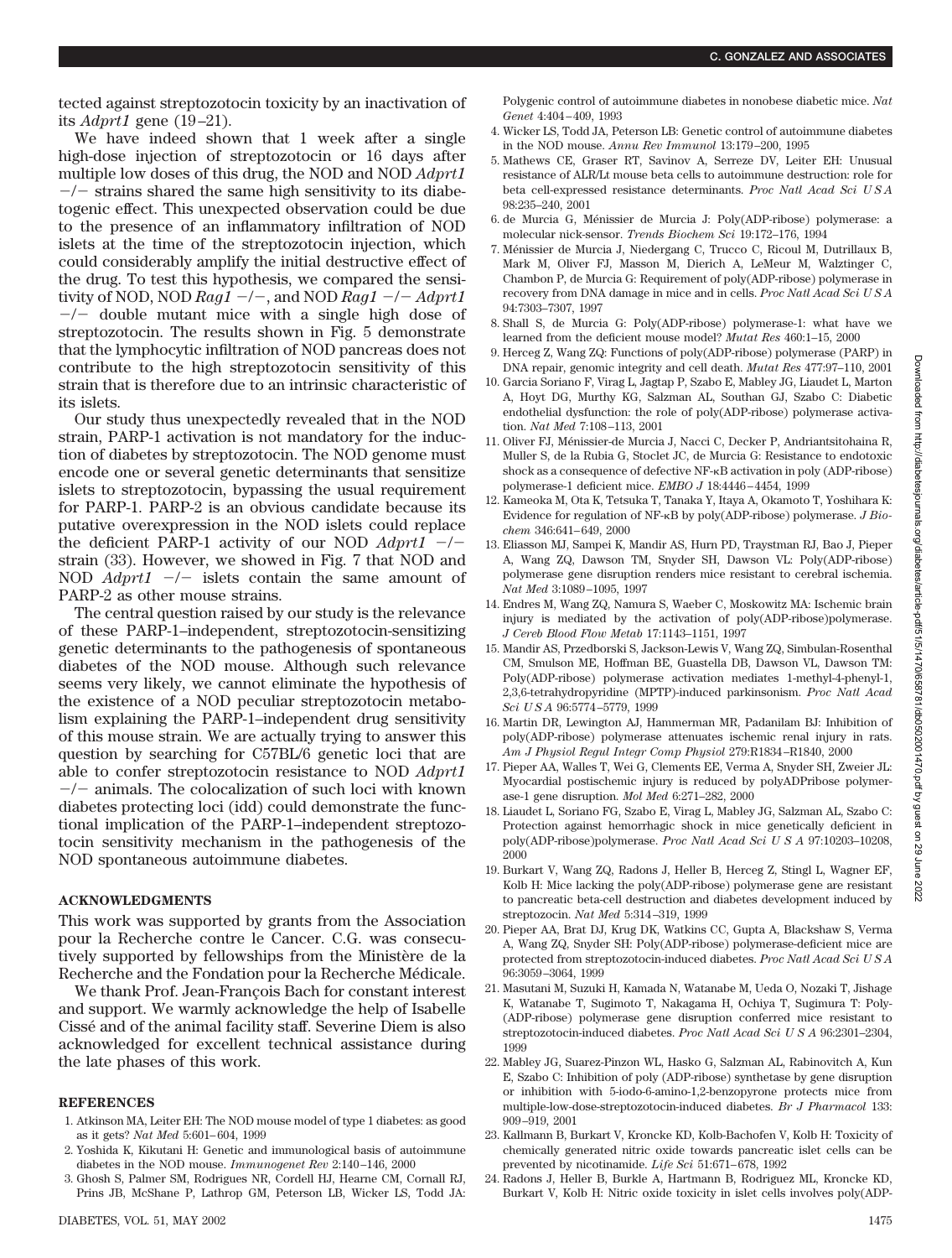tected against streptozotocin toxicity by an inactivation of its *Adprt1* gene (19–21).

We have indeed shown that 1 week after a single high-dose injection of streptozotocin or 16 days after multiple low doses of this drug, the NOD and NOD *Adprt1* −/− strains shared the same high sensitivity to its diabetogenic effect. This unexpected observation could be due to the presence of an inflammatory infiltration of NOD islets at the time of the streptozotocin injection, which could considerably amplify the initial destructive effect of the drug. To test this hypothesis, we compared the sensitivity of NOD, NOD *Rag1* −/−, and NOD *Rag1* −/− *Adprt1* −/− double mutant mice with a single high dose of streptozotocin. The results shown in Fig. 5 demonstrate that the lymphocytic infiltration of NOD pancreas does not contribute to the high streptozotocin sensitivity of this strain that is therefore due to an intrinsic characteristic of its islets.

Our study thus unexpectedly revealed that in the NOD strain, PARP-1 activation is not mandatory for the induction of diabetes by streptozotocin. The NOD genome must encode one or several genetic determinants that sensitize islets to streptozotocin, bypassing the usual requirement for PARP-1. PARP-2 is an obvious candidate because its putative overexpression in the NOD islets could replace the deficient PARP-1 activity of our NOD *Adprt1* −/− strain (33). However, we showed in Fig. 7 that NOD and NOD *Adprt1* −/− islets contain the same amount of PARP-2 as other mouse strains.

The central question raised by our study is the relevance of these PARP-1–independent, streptozotocin-sensitizing genetic determinants to the pathogenesis of spontaneous diabetes of the NOD mouse. Although such relevance seems very likely, we cannot eliminate the hypothesis of the existence of a NOD peculiar streptozotocin metabolism explaining the PARP-1–independent drug sensitivity of this mouse strain. We are actually trying to answer this question by searching for C57BL/6 genetic loci that are able to confer streptozotocin resistance to NOD *Adprt1* −/− animals. The colocalization of such loci with known diabetes protecting loci (idd) could demonstrate the functional implication of the PARP-1–independent streptozotocin sensitivity mechanism in the pathogenesis of the NOD spontaneous autoimmune diabetes.

## ACKNOWLEDGMENTS

This work was supported by grants from the Association pour la Recherche contre le Cancer. C.G. was consecutively supported by fellowships from the Ministère de la Recherche and the Fondation pour la Recherche Médicale.

We thank Prof. Jean-François Bach for constant interest and support. We warmly acknowledge the help of Isabelle Cissé and of the animal facility staff. Severine Diem is also acknowledged for excellent technical assistance during the late phases of this work.

## REFERENCES

1. Atkinson MA, Leiter EH: The NOD mouse model of type 1 diabetes: as good as it gets? *Nat Med* 5:601–604, 1999
2. Yoshida K, Kikutani H: Genetic and immunological basis of autoimmune diabetes in the NOD mouse. *Immunogenet Rev* 2:140–146, 2000
3. Ghosh S, Palmer SM, Rodrigues NR, Cordell HJ, Hearne CM, Cornall RJ, Prins JB, McShane P, Lathrop GM, Peterson LB, Wicker LS, Todd JA: Polygenic control of autoimmune diabetes in nonobese diabetic mice. *Nat Genet* 4:404–409, 1993
4. Wicker LS, Todd JA, Peterson LB: Genetic control of autoimmune diabetes in the NOD mouse. *Annu Rev Immunol* 13:179–200, 1995
5. Mathews CE, Graser RT, Savinov A, Serreze DV, Leiter EH: Unusual resistance of ALR/Lt mouse beta cells to autoimmune destruction: role for beta cell-expressed resistance determinants. *Proc Natl Acad Sci U S A* 98:235–240, 2001
6. de Murcia G, Ménissier de Murcia J: Poly(ADP-ribose) polymerase: a molecular nick-sensor. *Trends Biochem Sci* 19:172–176, 1994
7. Ménissier de Murcia J, Niedergang C, Trucco C, Ricoul M, Dutrillaux B, Mark M, Oliver FJ, Masson M, Dierich A, LeMeur M, Walztinger C, Chambon P, de Murcia G: Requirement of poly(ADP-ribose) polymerase in recovery from DNA damage in mice and in cells. *Proc Natl Acad Sci U S A* 94:7303–7307, 1997
8. Shall S, de Murcia G: Poly(ADP-ribose) polymerase-1: what have we learned from the deficient mouse model? *Mutat Res* 460:1–15, 2000
9. Herceg Z, Wang ZQ: Functions of poly(ADP-ribose) polymerase (PARP) in DNA repair, genomic integrity and cell death. *Mutat Res* 477:97–110, 2001
10. Garcia Soriano F, Virag L, Jagtap P, Szabo E, Mabley JG, Liaudet L, Marton A, Hoyt DG, Murthy KG, Salzman AL, Southan GJ, Szabo C: Diabetic endothelial dysfunction: the role of poly(ADP-ribose) polymerase activation. *Nat Med* 7:108–113, 2001
11. Oliver FJ, Ménissier-de Murcia J, Nacci C, Decker P, Andriantsitohaina R, Muller S, de la Rubia G, Stoclet JC, de Murcia G: Resistance to endotoxic shock as a consequence of defective NF-κB activation in poly (ADP-ribose) polymerase-1 deficient mice. *EMBO J* 18:4446–4454, 1999
12. Kameoka M, Ota K, Tetsuka T, Tanaka Y, Itaya A, Okamoto T, Yoshihara K: Evidence for regulation of NF-κB by poly(ADP-ribose) polymerase. *J Biochem* 346:641–649, 2000
13. Eliasson MJ, Sampei K, Mandir AS, Hurn PD, Traystman RJ, Bao J, Pieper A, Wang ZQ, Dawson TM, Snyder SH, Dawson VL: Poly(ADP-ribose) polymerase gene disruption renders mice resistant to cerebral ischemia. *Nat Med* 3:1089–1095, 1997
14. Endres M, Wang ZQ, Namura S, Waeber C, Moskowitz MA: Ischemic brain injury is mediated by the activation of poly(ADP-ribose)polymerase. *J Cereb Blood Flow Metab* 17:1143–1151, 1997
15. Mandir AS, Przedborski S, Jackson-Lewis V, Wang ZQ, Simbulan-Rosenthal CM, Smulson ME, Hoffman BE, Guastella DB, Dawson VL, Dawson TM: Poly(ADP-ribose) polymerase activation mediates 1-methyl-4-phenyl-1, 2,3,6-tetrahydropyridine (MPTP)-induced parkinsonism. *Proc Natl Acad Sci U S A* 96:5774–5779, 1999
16. Martin DR, Lewington AJ, Hammerman MR, Padanilam BJ: Inhibition of poly(ADP-ribose) polymerase attenuates ischemic renal injury in rats. *Am J Physiol Regul Integr Comp Physiol* 279:R1834–R1840, 2000
17. Pieper AA, Walles T, Wei G, Clements EE, Verma A, Snyder SH, Zweier JL: Myocardial postischemic injury is reduced by polyADPribose polymerase-1 gene disruption. *Mol Med* 6:271–282, 2000
18. Liaudet L, Soriano FG, Szabo E, Virag L, Mabley JG, Salzman AL, Szabo C: Protection against hemorrhagic shock in mice genetically deficient in poly(ADP-ribose)polymerase. *Proc Natl Acad Sci U S A* 97:10203–10208, 2000
19. Burkart V, Wang ZQ, Radons J, Heller B, Herceg Z, Stingl L, Wagner EF, Kolb H: Mice lacking the poly(ADP-ribose) polymerase gene are resistant to pancreatic beta-cell destruction and diabetes development induced by streptozocin. *Nat Med* 5:314–319, 1999
20. Pieper AA, Brat DJ, Krug DK, Watkins CC, Gupta A, Blackshaw S, Verma A, Wang ZQ, Snyder SH: Poly(ADP-ribose) polymerase-deficient mice are protected from streptozotocin-induced diabetes. *Proc Natl Acad Sci U S A* 96:3059–3064, 1999
21. Masutani M, Suzuki H, Kamada N, Watanabe M, Ueda O, Nozaki T, Jishage K, Watanabe T, Sugimoto T, Nakagama H, Ochiya T, Sugimura T: Poly-(ADP-ribose) polymerase gene disruption conferred mice resistant to streptozotocin-induced diabetes. *Proc Natl Acad Sci U S A* 96:2301–2304, 1999
22. Mabley JG, Suarez-Pinzon WL, Hasko G, Salzman AL, Rabinovitch A, Kun E, Szabo C: Inhibition of poly (ADP-ribose) synthetase by gene disruption or inhibition with 5-iodo-6-amino-1,2-benzopyrone protects mice from multiple-low-dose-streptozotocin-induced diabetes. *Br J Pharmacol* 133: 909–919, 2001
23. Kallmann B, Burkart V, Kroncke KD, Kolb-Bachofen V, Kolb H: Toxicity of chemically generated nitric oxide towards pancreatic islet cells can be prevented by nicotinamide. *Life Sci* 51:671–678, 1992
24. Radons J, Heller B, Burkle A, Hartmann B, Rodriguez ML, Kroncke KD, Burkart V, Kolb H: Nitric oxide toxicity in islet cells involves poly(ADP-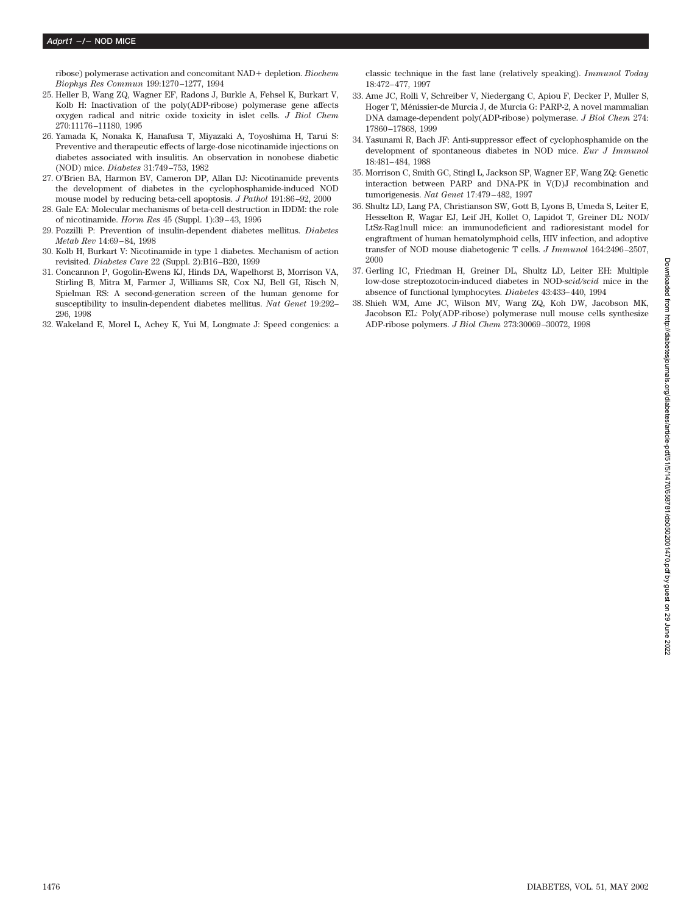ribose) polymerase activation and concomitant NAD+ depletion. *Biochem Biophys Res Commun* 199:1270–1277, 1994

25. Heller B, Wang ZQ, Wagner EF, Radons J, Burkle A, Fehsel K, Burkart V, Kolb H: Inactivation of the poly(ADP-ribose) polymerase gene affects oxygen radical and nitric oxide toxicity in islet cells. *J Biol Chem* 270:11176–11180, 1995
26. Yamada K, Nonaka K, Hanafusa T, Miyazaki A, Toyoshima H, Tarui S: Preventive and therapeutic effects of large-dose nicotinamide injections on diabetes associated with insulitis. An observation in nonobese diabetic (NOD) mice. *Diabetes* 31:749–753, 1982
27. O'Brien BA, Harmon BV, Cameron DP, Allan DJ: Nicotinamide prevents the development of diabetes in the cyclophosphamide-induced NOD mouse model by reducing beta-cell apoptosis. *J Pathol* 191:86–92, 2000
28. Gale EA: Molecular mechanisms of beta-cell destruction in IDDM: the role of nicotinamide. *Horm Res* 45 (Suppl. 1):39–43, 1996
29. Pozzilli P: Prevention of insulin-dependent diabetes mellitus. *Diabetes Metab Rev* 14:69–84, 1998
30. Kolb H, Burkart V: Nicotinamide in type 1 diabetes. Mechanism of action revisited. *Diabetes Care* 22 (Suppl. 2):B16–B20, 1999
31. Concannon P, Gogolin-Ewens KJ, Hinds DA, Wapelhorst B, Morrison VA, Stirling B, Mitra M, Farmer J, Williams SR, Cox NJ, Bell GI, Risch N, Spielman RS: A second-generation screen of the human genome for susceptibility to insulin-dependent diabetes mellitus. *Nat Genet* 19:292–296, 1998
32. Wakeland E, Morel L, Achey K, Yui M, Longmate J: Speed congenics: a classic technique in the fast lane (relatively speaking). *Immunol Today* 18:472–477, 1997
33. Ame JC, Rolli V, Schreiber V, Niedergang C, Apiou F, Decker P, Muller S, Hoger T, Ménissier-de Murcia J, de Murcia G: PARP-2, A novel mammalian DNA damage-dependent poly(ADP-ribose) polymerase. *J Biol Chem* 274: 17860–17868, 1999
34. Yasunami R, Bach JF: Anti-suppressor effect of cyclophosphamide on the development of spontaneous diabetes in NOD mice. *Eur J Immunol* 18:481–484, 1988
35. Morrison C, Smith GC, Stingl L, Jackson SP, Wagner EF, Wang ZQ: Genetic interaction between PARP and DNA-PK in V(D)J recombination and tumorigenesis. *Nat Genet* 17:479–482, 1997
36. Shultz LD, Lang PA, Christianson SW, Gott B, Lyons B, Umeda S, Leiter E, Hesselton R, Wagar EJ, Leif JH, Kollet O, Lapidot T, Greiner DL: NOD/LtSz-Rag1null mice: an immunodeficient and radioresistant model for engraftment of human hematolymphoid cells, HIV infection, and adoptive transfer of NOD mouse diabetogenic T cells. *J Immunol* 164:2496–2507, 2000
37. Gerling IC, Friedman H, Greiner DL, Shultz LD, Leiter EH: Multiple low-dose streptozotocin-induced diabetes in NOD-*scid/scid* mice in the absence of functional lymphocytes. *Diabetes* 43:433–440, 1994
38. Shieh WM, Ame JC, Wilson MV, Wang ZQ, Koh DW, Jacobson MK, Jacobson EL: Poly(ADP-ribose) polymerase null mouse cells synthesize ADP-ribose polymers. *J Biol Chem* 273:30069–30072, 1998